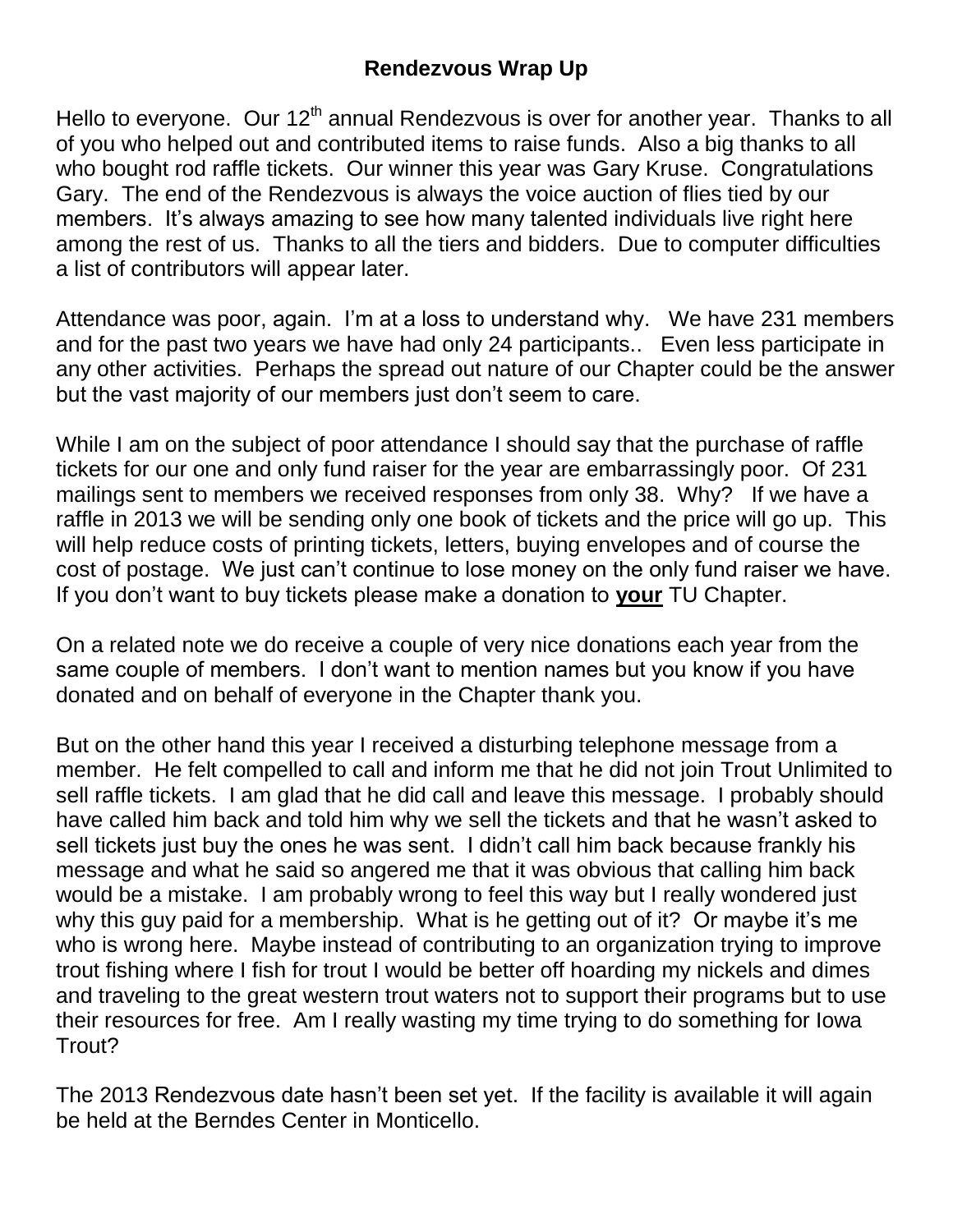# Rendezvous Wrap Up

Hello to everyone. Our 12th annual Rendezvous is over for another year. Thanks to all of you who helped out and contributed items to raise funds. Also a big thanks to all who bought rod raffle tickets. Our winner this year was Gary Kruse. Congratulations Gary. The end of the Rendezvous is always the voice auction of flies tied by our members. It's always amazing to see how many talented individuals live right here among the rest of us. Thanks to all the tiers and bidders. Due to computer difficulties a list of contributors will appear later.

Attendance was poor, again. I'm at a loss to understand why. We have 231 members and for the past two years we have had only 24 participants.. Even less participate in any other activities. Perhaps the spread out nature of our Chapter could be the answer but the vast majority of our members just don't seem to care.

While I am on the subject of poor attendance I should say that the purchase of raffle tickets for our one and only fund raiser for the year are embarrassingly poor. Of 231 mailings sent to members we received responses from only 38. Why? If we have a raffle in 2013 we will be sending only one book of tickets and the price will go up. This will help reduce costs of printing tickets, letters, buying envelopes and of course the cost of postage. We just can't continue to lose money on the only fund raiser we have. If you don't want to buy tickets please make a donation to **your** TU Chapter.

On a related note we do receive a couple of very nice donations each year from the same couple of members. I don't want to mention names but you know if you have donated and on behalf of everyone in the Chapter thank you.

But on the other hand this year I received a disturbing telephone message from a member. He felt compelled to call and inform me that he did not join Trout Unlimited to sell raffle tickets. I am glad that he did call and leave this message. I probably should have called him back and told him why we sell the tickets and that he wasn't asked to sell tickets just buy the ones he was sent. I didn't call him back because frankly his message and what he said so angered me that it was obvious that calling him back would be a mistake. I am probably wrong to feel this way but I really wondered just why this guy paid for a membership. What is he getting out of it? Or maybe it's me who is wrong here. Maybe instead of contributing to an organization trying to improve trout fishing where I fish for trout I would be better off hoarding my nickels and dimes and traveling to the great western trout waters not to support their programs but to use their resources for free. Am I really wasting my time trying to do something for Iowa Trout?

The 2013 Rendezvous date hasn't been set yet. If the facility is available it will again be held at the Berndes Center in Monticello.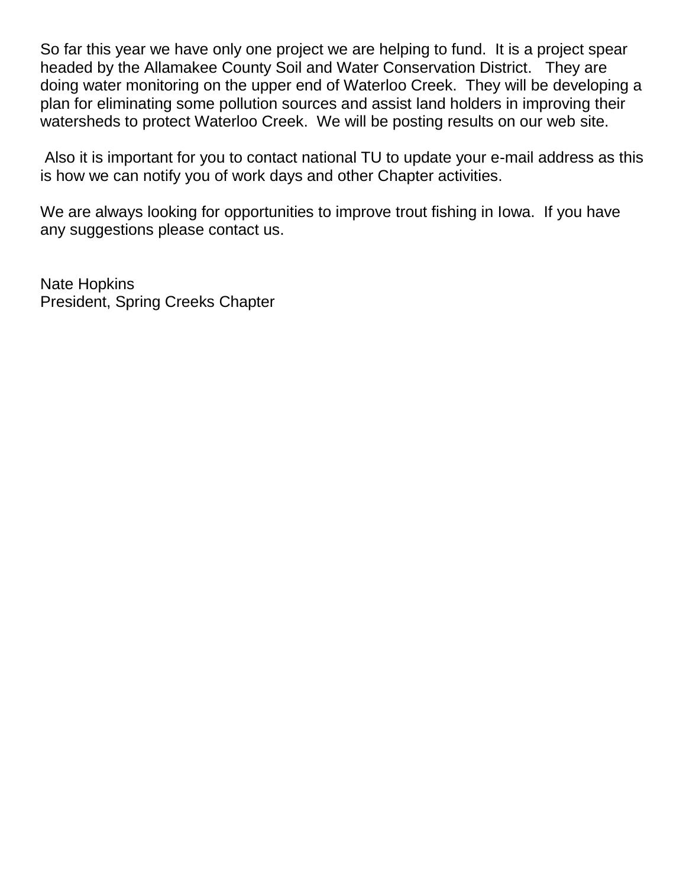So far this year we have only one project we are helping to fund. It is a project spear headed by the Allamakee County Soil and Water Conservation District. They are doing water monitoring on the upper end of Waterloo Creek. They will be developing a plan for eliminating some pollution sources and assist land holders in improving their watersheds to protect Waterloo Creek. We will be posting results on our web site.

Also it is important for you to contact national TU to update your e-mail address as this is how we can notify you of work days and other Chapter activities.

We are always looking for opportunities to improve trout fishing in Iowa. If you have any suggestions please contact us.

Nate Hopkins  
President, Spring Creeks Chapter